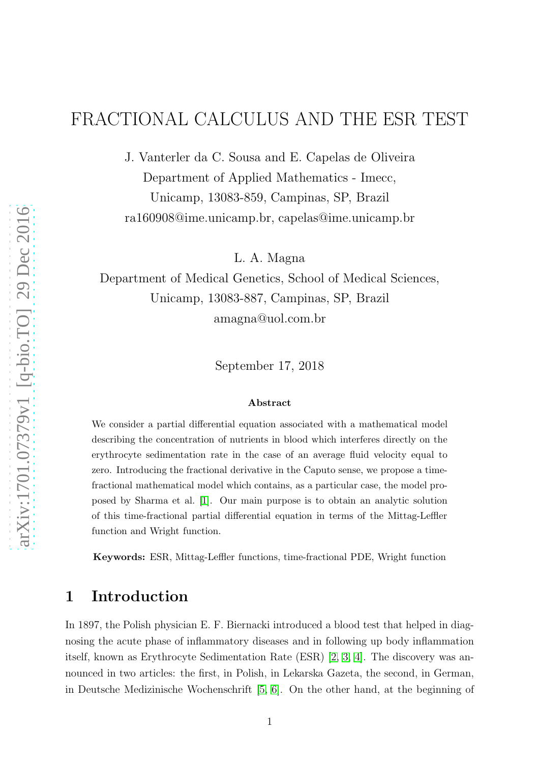# FRACTIONAL CALCULUS AND THE ESR TEST

J. Vanterler da C. Sousa and E. Capelas de Oliveira
Department of Applied Mathematics - Imecc,
Unicamp, 13083-859, Campinas, SP, Brazil
ra160908@ime.unicamp.br, capelas@ime.unicamp.br

L. A. Magna
Department of Medical Genetics, School of Medical Sciences,
Unicamp, 13083-887, Campinas, SP, Brazil
amagna@uol.com.br

September 17, 2018

### Abstract

We consider a partial differential equation associated with a mathematical model describing the concentration of nutrients in blood which interferes directly on the erythrocyte sedimentation rate in the case of an average fluid velocity equal to zero. Introducing the fractional derivative in the Caputo sense, we propose a time-fractional mathematical model which contains, as a particular case, the model proposed by Sharma et al. [1]. Our main purpose is to obtain an analytic solution of this time-fractional partial differential equation in terms of the Mittag-Leffler function and Wright function.

**Keywords:** ESR, Mittag-Leffler functions, time-fractional PDE, Wright function

## 1 Introduction

In 1897, the Polish physician E. F. Biernacki introduced a blood test that helped in diagnosing the acute phase of inflammatory diseases and in following up body inflammation itself, known as Erythrocyte Sedimentation Rate (ESR) [2, 3, 4]. The discovery was announced in two articles: the first, in Polish, in Lekarska Gazeta, the second, in German, in Deutsche Medizinische Wochenschrift [5, 6]. On the other hand, at the beginning of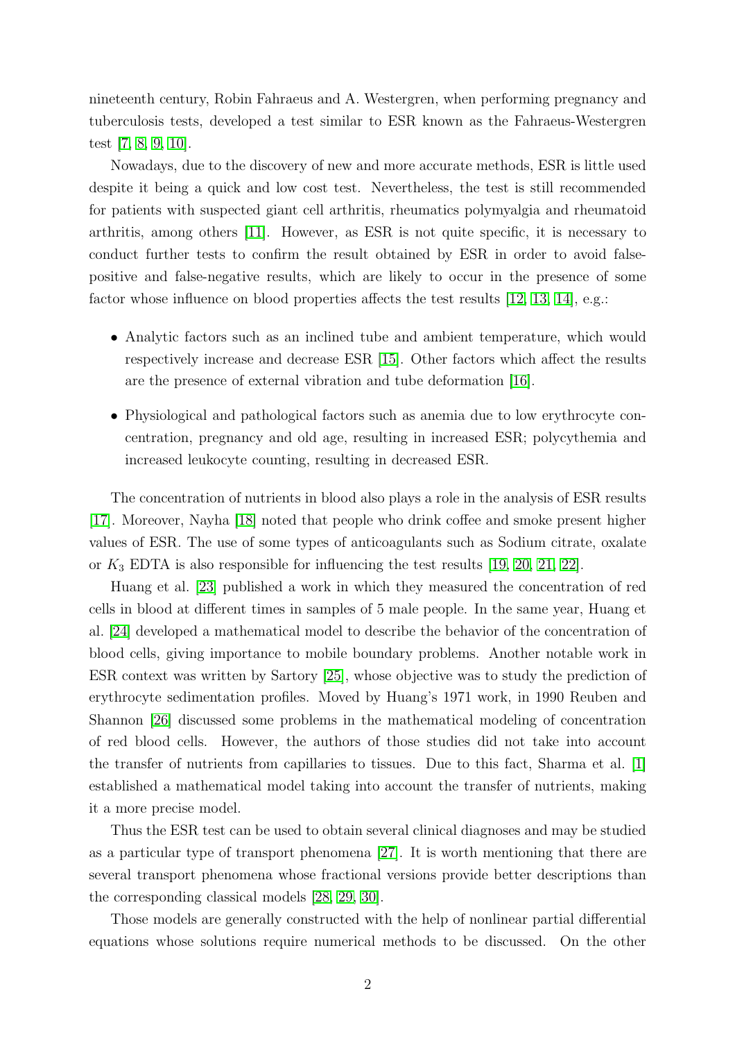nineteenth century, Robin Fahraeus and A. Westergren, when performing pregnancy and tuberculosis tests, developed a test similar to ESR known as the Fahraeus-Westergren test [7, 8, 9, 10].

Nowadays, due to the discovery of new and more accurate methods, ESR is little used despite it being a quick and low cost test. Nevertheless, the test is still recommended for patients with suspected giant cell arthritis, rheumatics polymyalgia and rheumatoid arthritis, among others [11]. However, as ESR is not quite specific, it is necessary to conduct further tests to confirm the result obtained by ESR in order to avoid false-positive and false-negative results, which are likely to occur in the presence of some factor whose influence on blood properties affects the test results [12, 13, 14], e.g.:

- Analytic factors such as an inclined tube and ambient temperature, which would respectively increase and decrease ESR [15]. Other factors which affect the results are the presence of external vibration and tube deformation [16].
- Physiological and pathological factors such as anemia due to low erythrocyte concentration, pregnancy and old age, resulting in increased ESR; polycythemia and increased leukocyte counting, resulting in decreased ESR.

The concentration of nutrients in blood also plays a role in the analysis of ESR results [17]. Moreover, Nayha [18] noted that people who drink coffee and smoke present higher values of ESR. The use of some types of anticoagulants such as Sodium citrate, oxalate or $K_3$ EDTA is also responsible for influencing the test results [19, 20, 21, 22].

Huang et al. [23] published a work in which they measured the concentration of red cells in blood at different times in samples of 5 male people. In the same year, Huang et al. [24] developed a mathematical model to describe the behavior of the concentration of blood cells, giving importance to mobile boundary problems. Another notable work in ESR context was written by Sartory [25], whose objective was to study the prediction of erythrocyte sedimentation profiles. Moved by Huang's 1971 work, in 1990 Reuben and Shannon [26] discussed some problems in the mathematical modeling of concentration of red blood cells. However, the authors of those studies did not take into account the transfer of nutrients from capillaries to tissues. Due to this fact, Sharma et al. [1] established a mathematical model taking into account the transfer of nutrients, making it a more precise model.

Thus the ESR test can be used to obtain several clinical diagnoses and may be studied as a particular type of transport phenomena [27]. It is worth mentioning that there are several transport phenomena whose fractional versions provide better descriptions than the corresponding classical models [28, 29, 30].

Those models are generally constructed with the help of nonlinear partial differential equations whose solutions require numerical methods to be discussed. On the other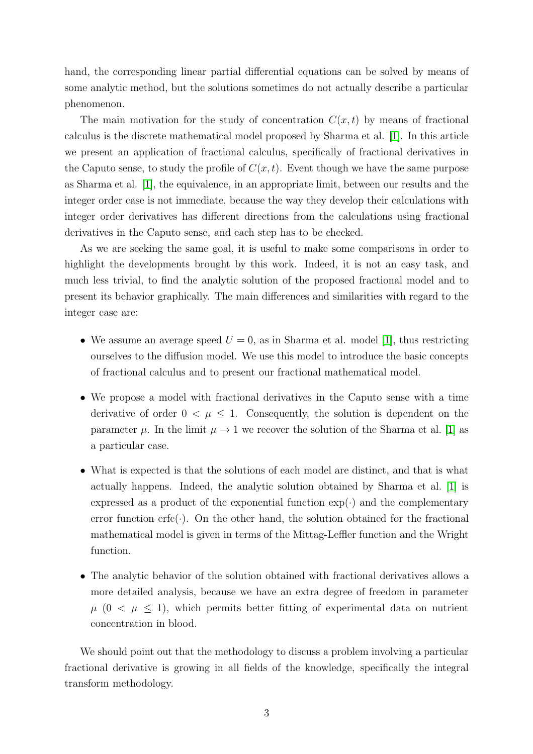hand, the corresponding linear partial differential equations can be solved by means of some analytic method, but the solutions sometimes do not actually describe a particular phenomenon.

The main motivation for the study of concentration $C(x,t)$ by means of fractional calculus is the discrete mathematical model proposed by Sharma et al. [1]. In this article we present an application of fractional calculus, specifically of fractional derivatives in the Caputo sense, to study the profile of $C(x,t)$. Event though we have the same purpose as Sharma et al. [1], the equivalence, in an appropriate limit, between our results and the integer order case is not immediate, because the way they develop their calculations with integer order derivatives has different directions from the calculations using fractional derivatives in the Caputo sense, and each step has to be checked.

As we are seeking the same goal, it is useful to make some comparisons in order to highlight the developments brought by this work. Indeed, it is not an easy task, and much less trivial, to find the analytic solution of the proposed fractional model and to present its behavior graphically. The main differences and similarities with regard to the integer case are:

- We assume an average speed $U = 0$, as in Sharma et al. model [1], thus restricting ourselves to the diffusion model. We use this model to introduce the basic concepts of fractional calculus and to present our fractional mathematical model.

- We propose a model with fractional derivatives in the Caputo sense with a time derivative of order $0 < \mu \leq 1$. Consequently, the solution is dependent on the parameter $\mu$. In the limit $\mu \to 1$ we recover the solution of the Sharma et al. [1] as a particular case.

- What is expected is that the solutions of each model are distinct, and that is what actually happens. Indeed, the analytic solution obtained by Sharma et al. [1] is expressed as a product of the exponential function $\exp(\cdot)$ and the complementary error function $\text{erfc}(\cdot)$. On the other hand, the solution obtained for the fractional mathematical model is given in terms of the Mittag-Leffler function and the Wright function.

- The analytic behavior of the solution obtained with fractional derivatives allows a more detailed analysis, because we have an extra degree of freedom in parameter $\mu$ $(0 < \mu \leq 1)$, which permits better fitting of experimental data on nutrient concentration in blood.

We should point out that the methodology to discuss a problem involving a particular fractional derivative is growing in all fields of the knowledge, specifically the integral transform methodology.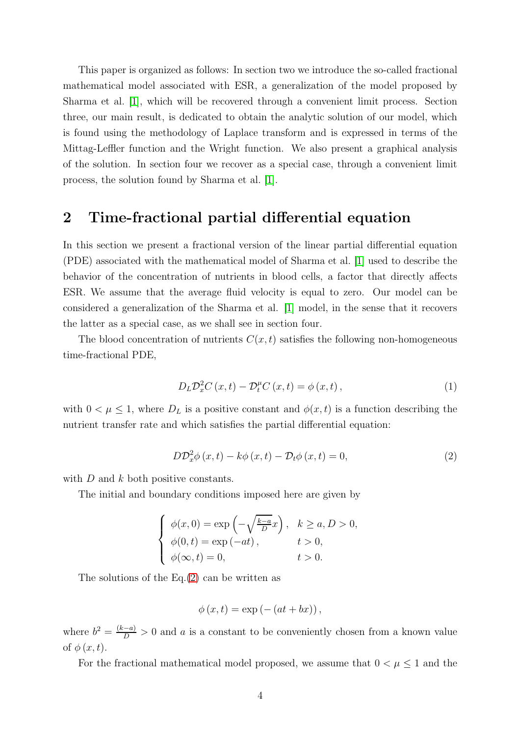This paper is organized as follows: In section two we introduce the so-called fractional mathematical model associated with ESR, a generalization of the model proposed by Sharma et al. [1], which will be recovered through a convenient limit process. Section three, our main result, is dedicated to obtain the analytic solution of our model, which is found using the methodology of Laplace transform and is expressed in terms of the Mittag-Leffler function and the Wright function. We also present a graphical analysis of the solution. In section four we recover as a special case, through a convenient limit process, the solution found by Sharma et al. [1].

## 2 Time-fractional partial differential equation

In this section we present a fractional version of the linear partial differential equation (PDE) associated with the mathematical model of Sharma et al. [1] used to describe the behavior of the concentration of nutrients in blood cells, a factor that directly affects ESR. We assume that the average fluid velocity is equal to zero. Our model can be considered a generalization of the Sharma et al. [1] model, in the sense that it recovers the latter as a special case, as we shall see in section four.

The blood concentration of nutrients $C(x,t)$ satisfies the following non-homogeneous time-fractional PDE,

$$D_L \mathcal{D}_x^2 C\left(x,t\right) - \mathcal{D}_t^{\mu} C\left(x,t\right) = \phi\left(x,t\right), \tag{1}$$

with $0 < \mu \leq 1$, where $D_L$ is a positive constant and $\phi(x,t)$ is a function describing the nutrient transfer rate and which satisfies the partial differential equation:

$$D\mathcal{D}_x^2 \phi\left(x,t\right) - k\phi\left(x,t\right) - \mathcal{D}_t \phi\left(x,t\right) = 0, \tag{2}$$

with $D$ and $k$ both positive constants.

The initial and boundary conditions imposed here are given by

$$\begin{cases} \phi(x,0) = \exp\left(-\sqrt{\frac{k-a}{D}}x\right), & k \geq a, D > 0, \\ \phi(0,t) = \exp\left(-at\right), & t > 0, \\ \phi(\infty,t) = 0, & t > 0. \end{cases}$$

The solutions of the Eq.(2) can be written as

$$\phi\left(x,t\right) = \exp\left(-\left(at + bx\right)\right),$$

where $b^2 = \frac{(k-a)}{D} > 0$ and $a$ is a constant to be conveniently chosen from a known value of $\phi\left(x,t\right)$.

For the fractional mathematical model proposed, we assume that $0 < \mu \leq 1$ and the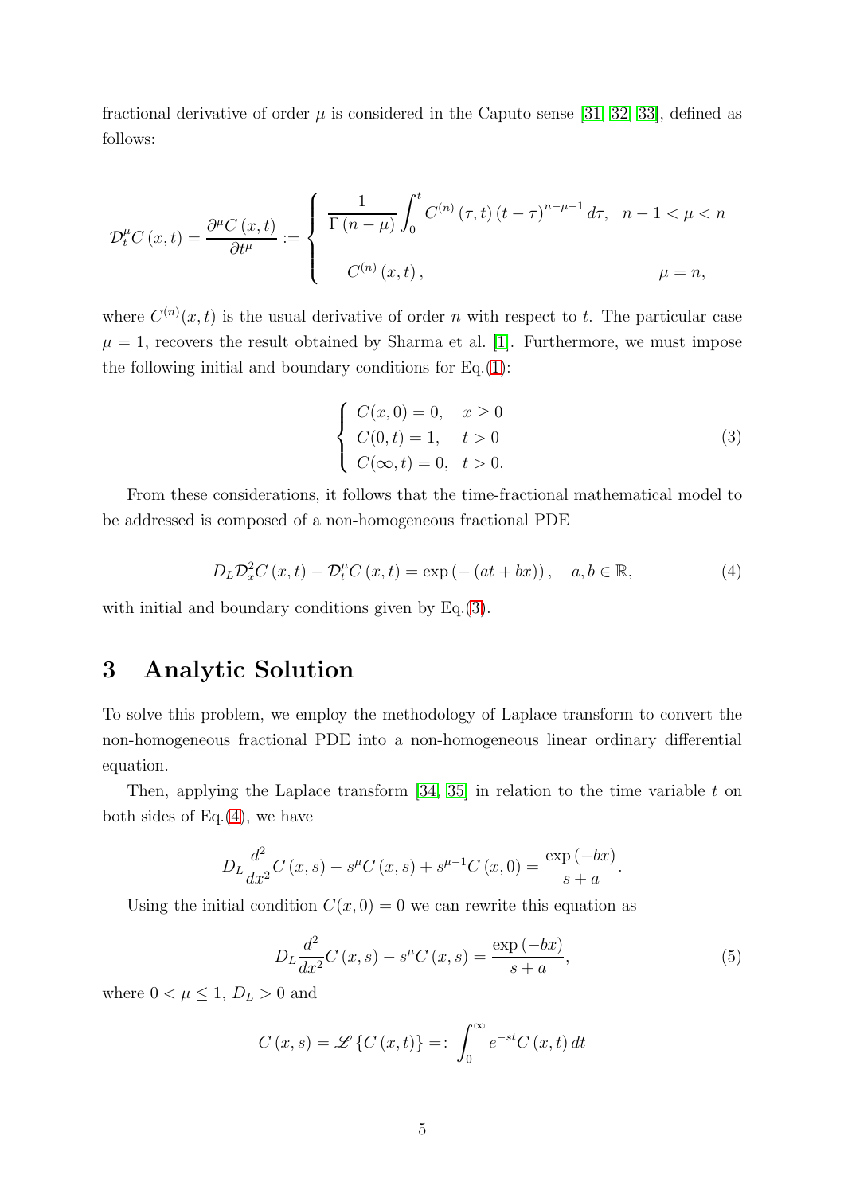fractional derivative of order $\mu$ is considered in the Caputo sense [31, 32, 33], defined as follows:

$$\mathcal{D}_t^{\mu} C(x,t) = \frac{\partial^{\mu} C(x,t)}{\partial t^{\mu}} := \begin{cases} \dfrac{1}{\Gamma(n-\mu)} \displaystyle\int_0^t C^{(n)}(\tau,t)(t-\tau)^{n-\mu-1} d\tau, & n-1<\mu<n \\ \\ C^{(n)}(x,t), & \mu = n, \end{cases}$$

where $C^{(n)}(x,t)$ is the usual derivative of order $n$ with respect to $t$. The particular case $\mu = 1$, recovers the result obtained by Sharma et al. [1]. Furthermore, we must impose the following initial and boundary conditions for Eq.(1):

$$\begin{cases} C(x,0) = 0, & x \geq 0 \\ C(0,t) = 1, & t > 0 \\ C(\infty,t) = 0, & t > 0. \end{cases} \tag{3}$$

From these considerations, it follows that the time-fractional mathematical model to be addressed is composed of a non-homogeneous fractional PDE

$$D_L \mathcal{D}_x^2 C(x,t) - \mathcal{D}_t^{\mu} C(x,t) = \exp(-(at+bx)), \quad a, b \in \mathbb{R}, \tag{4}$$

with initial and boundary conditions given by Eq.(3).

## 3 Analytic Solution

To solve this problem, we employ the methodology of Laplace transform to convert the non-homogeneous fractional PDE into a non-homogeneous linear ordinary differential equation.

Then, applying the Laplace transform [34, 35] in relation to the time variable $t$ on both sides of Eq.(4), we have

$$D_L \frac{d^2}{dx^2} C(x,s) - s^{\mu} C(x,s) + s^{\mu-1} C(x,0) = \frac{\exp(-bx)}{s+a}.$$

Using the initial condition $C(x,0) = 0$ we can rewrite this equation as

$$D_L \frac{d^2}{dx^2} C(x,s) - s^{\mu} C(x,s) = \frac{\exp(-bx)}{s+a}, \tag{5}$$

where $0 < \mu \leq 1$, $D_L > 0$ and

$$C(x,s) = \mathscr{L}\{C(x,t)\} =: \int_0^{\infty} e^{-st} C(x,t)\, dt$$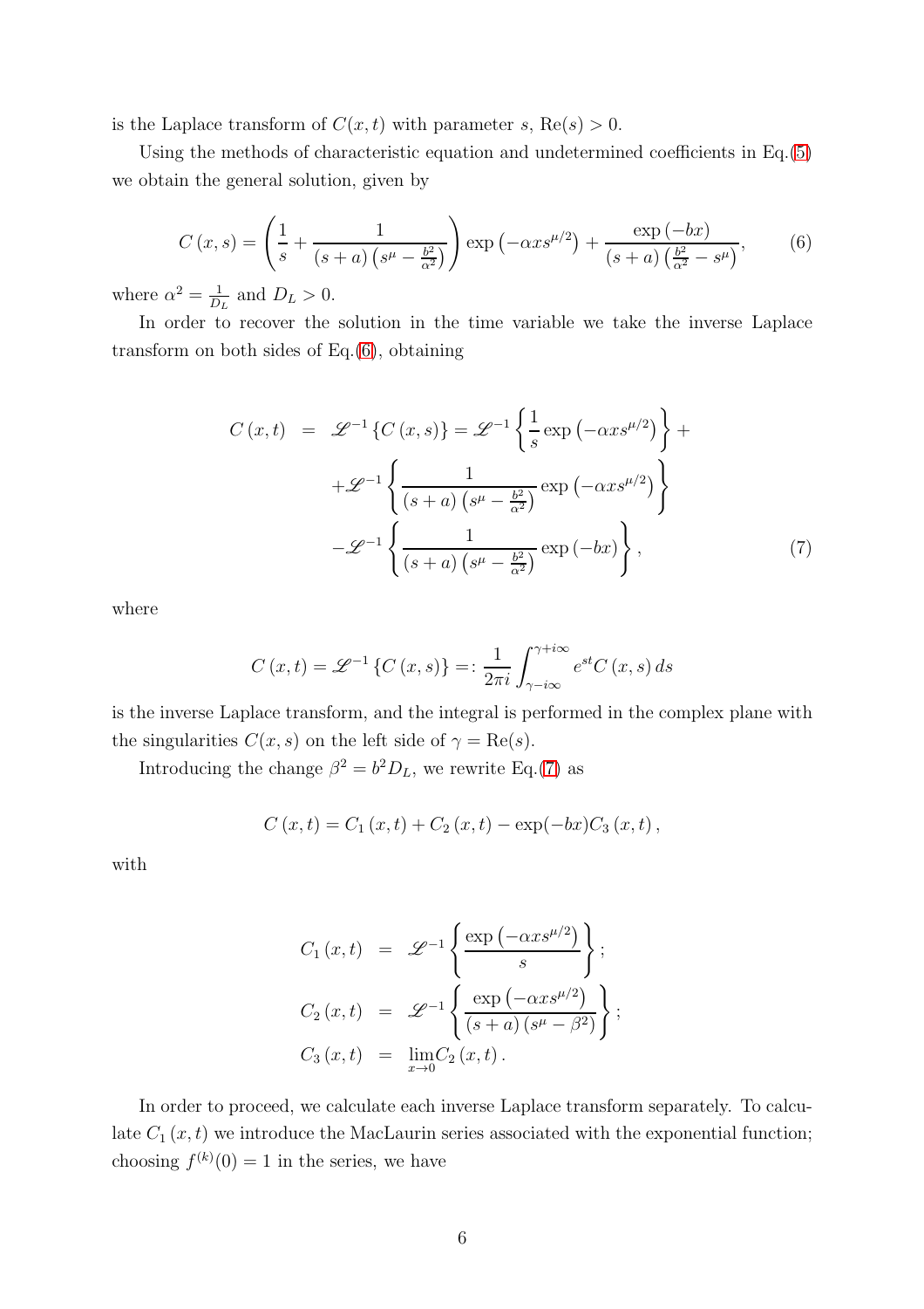is the Laplace transform of $C(x,t)$ with parameter $s$, $\mathrm{Re}(s) > 0$.

Using the methods of characteristic equation and undetermined coefficients in Eq.(5) we obtain the general solution, given by

$$C(x,s) = \left( \frac{1}{s} + \frac{1}{(s+a)\left(s^{\mu} - \frac{b^2}{\alpha^2}\right)} \right) \exp\left(-\alpha x s^{\mu/2}\right) + \frac{\exp(-bx)}{(s+a)\left(\frac{b^2}{\alpha^2} - s^{\mu}\right)}, \tag{6}$$

where $\alpha^2 = \frac{1}{D_L}$ and $D_L > 0$.

In order to recover the solution in the time variable we take the inverse Laplace transform on both sides of Eq.(6), obtaining

$$\begin{aligned}
C(x,t) &= \mathscr{L}^{-1}\{C(x,s)\} = \mathscr{L}^{-1}\left\{ \frac{1}{s} \exp\left(-\alpha x s^{\mu/2}\right) \right\} + \\
&\quad + \mathscr{L}^{-1}\left\{ \frac{1}{(s+a)\left(s^{\mu} - \frac{b^2}{\alpha^2}\right)} \exp\left(-\alpha x s^{\mu/2}\right) \right\} \\
&\quad - \mathscr{L}^{-1}\left\{ \frac{1}{(s+a)\left(s^{\mu} - \frac{b^2}{\alpha^2}\right)} \exp(-bx) \right\},
\end{aligned} \tag{7}$$

where

$$C(x,t) = \mathscr{L}^{-1}\{C(x,s)\} =: \frac{1}{2\pi i} \int_{\gamma - i\infty}^{\gamma + i\infty} e^{st} C(x,s)\, ds$$

is the inverse Laplace transform, and the integral is performed in the complex plane with the singularities $C(x,s)$ on the left side of $\gamma = \mathrm{Re}(s)$.

Introducing the change $\beta^2 = b^2 D_L$, we rewrite Eq.(7) as

$$C(x,t) = C_1(x,t) + C_2(x,t) - \exp(-bx) C_3(x,t),$$

with

$$\begin{aligned}
C_1(x,t) &= \mathscr{L}^{-1}\left\{ \frac{\exp\left(-\alpha x s^{\mu/2}\right)}{s} \right\}; \\
C_2(x,t) &= \mathscr{L}^{-1}\left\{ \frac{\exp\left(-\alpha x s^{\mu/2}\right)}{(s+a)\left(s^{\mu} - \beta^2\right)} \right\}; \\
C_3(x,t) &= \lim_{x \to 0} C_2(x,t).
\end{aligned}$$

In order to proceed, we calculate each inverse Laplace transform separately. To calculate $C_1(x,t)$ we introduce the MacLaurin series associated with the exponential function; choosing $f^{(k)}(0) = 1$ in the series, we have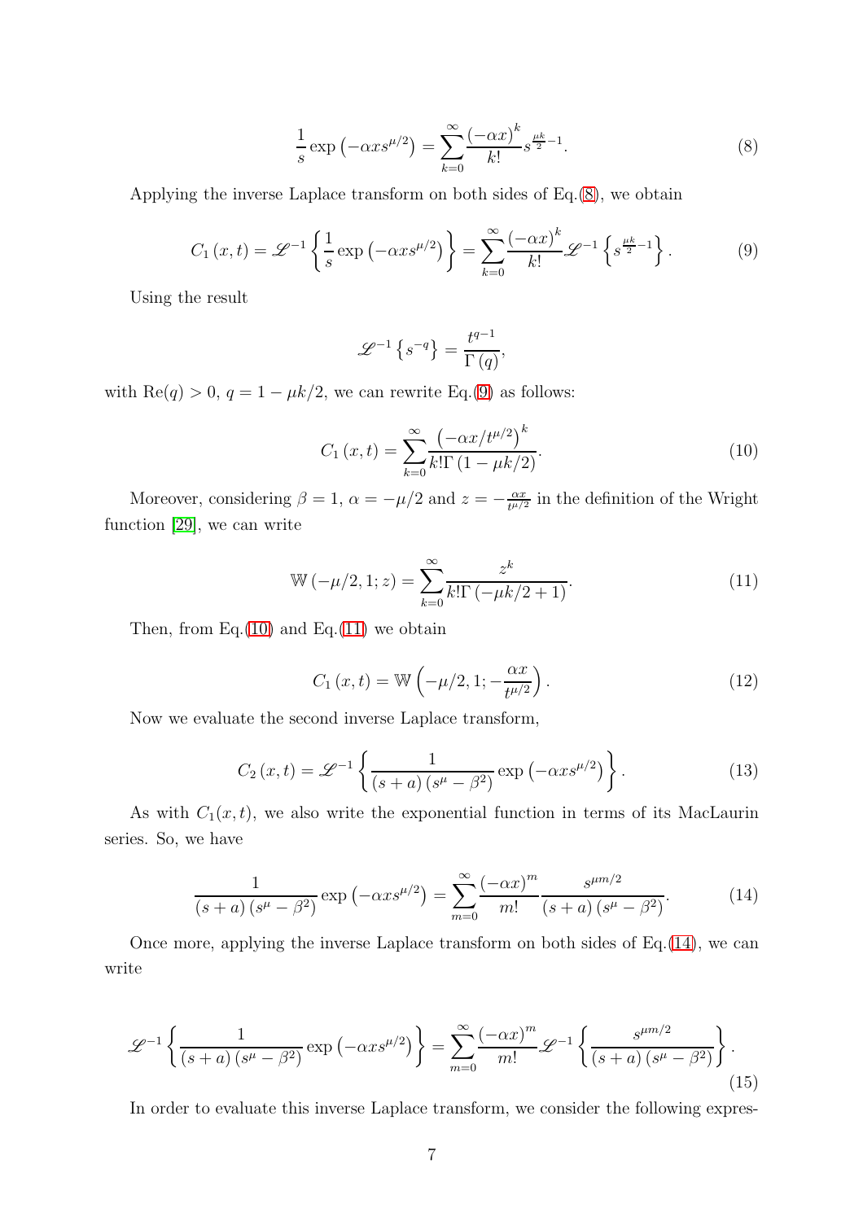$$\frac{1}{s}\exp\left(-\alpha x s^{\mu/2}\right) = \sum_{k=0}^{\infty}\frac{\left(-\alpha x\right)^{k}}{k!}s^{\frac{\mu k}{2}-1}. \tag{8}$$

Applying the inverse Laplace transform on both sides of Eq.(8), we obtain

$$C_1\left(x,t\right) = \mathscr{L}^{-1}\left\{\frac{1}{s}\exp\left(-\alpha x s^{\mu/2}\right)\right\} = \sum_{k=0}^{\infty}\frac{\left(-\alpha x\right)^{k}}{k!}\mathscr{L}^{-1}\left\{s^{\frac{\mu k}{2}-1}\right\}. \tag{9}$$

Using the result

$$\mathscr{L}^{-1}\left\{s^{-q}\right\} = \frac{t^{q-1}}{\Gamma\left(q\right)},$$

with $\mathrm{Re}(q) > 0$, $q = 1 - \mu k/2$, we can rewrite Eq.(9) as follows:

$$C_1\left(x,t\right) = \sum_{k=0}^{\infty}\frac{\left(-\alpha x/t^{\mu/2}\right)^{k}}{k!\Gamma\left(1-\mu k/2\right)}. \tag{10}$$

Moreover, considering $\beta = 1$, $\alpha = -\mu/2$ and $z = -\frac{\alpha x}{t^{\mu/2}}$ in the definition of the Wright function [29], we can write

$$\mathbb{W}\left(-\mu/2, 1; z\right) = \sum_{k=0}^{\infty}\frac{z^{k}}{k!\Gamma\left(-\mu k/2+1\right)}. \tag{11}$$

Then, from Eq.(10) and Eq.(11) we obtain

$$C_1\left(x,t\right) = \mathbb{W}\left(-\mu/2, 1; -\frac{\alpha x}{t^{\mu/2}}\right). \tag{12}$$

Now we evaluate the second inverse Laplace transform,

$$C_2\left(x,t\right) = \mathscr{L}^{-1}\left\{\frac{1}{\left(s+a\right)\left(s^{\mu}-\beta^{2}\right)}\exp\left(-\alpha x s^{\mu/2}\right)\right\}. \tag{13}$$

As with $C_1(x,t)$, we also write the exponential function in terms of its MacLaurin series. So, we have

$$\frac{1}{\left(s+a\right)\left(s^{\mu}-\beta^{2}\right)}\exp\left(-\alpha x s^{\mu/2}\right) = \sum_{m=0}^{\infty}\frac{\left(-\alpha x\right)^{m}}{m!}\frac{s^{\mu m/2}}{\left(s+a\right)\left(s^{\mu}-\beta^{2}\right)}. \tag{14}$$

Once more, applying the inverse Laplace transform on both sides of Eq.(14), we can write

$$\mathscr{L}^{-1}\left\{\frac{1}{\left(s+a\right)\left(s^{\mu}-\beta^{2}\right)}\exp\left(-\alpha x s^{\mu/2}\right)\right\} = \sum_{m=0}^{\infty}\frac{\left(-\alpha x\right)^{m}}{m!}\mathscr{L}^{-1}\left\{\frac{s^{\mu m/2}}{\left(s+a\right)\left(s^{\mu}-\beta^{2}\right)}\right\}. \tag{15}$$

In order to evaluate this inverse Laplace transform, we consider the following expres-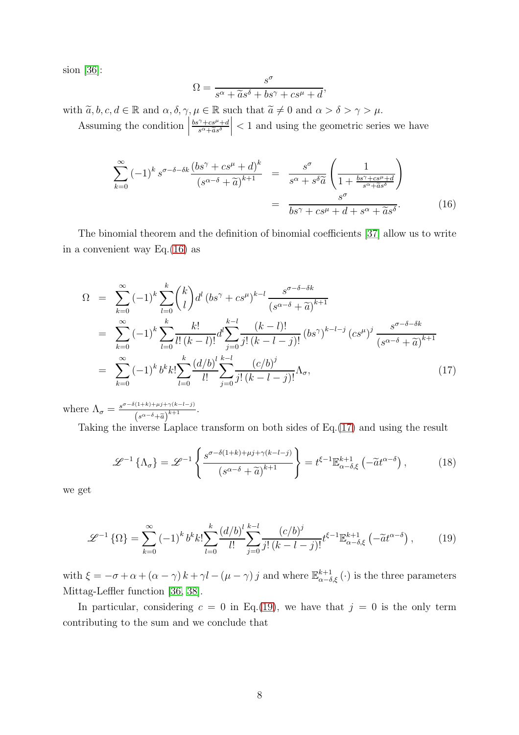sion [36]:

$$\Omega = \frac{s^{\sigma}}{s^{\alpha} + \widetilde{a} s^{\delta} + b s^{\gamma} + c s^{\mu} + d},$$

with $\widetilde{a}, b, c, d \in \mathbb{R}$ and $\alpha, \delta, \gamma, \mu \in \mathbb{R}$ such that $\widetilde{a} \neq 0$ and $\alpha > \delta > \gamma > \mu$.

Assuming the condition $\left| \frac{b s^{\gamma} + c s^{\mu} + d}{s^{\alpha} + \widetilde{a} s^{\delta}} \right| < 1$ and using the geometric series we have

$$\begin{aligned}
\sum_{k=0}^{\infty} (-1)^k s^{\sigma - \delta - \delta k} \frac{(b s^{\gamma} + c s^{\mu} + d)^k}{(s^{\alpha - \delta} + \widetilde{a})^{k+1}} &= \frac{s^{\sigma}}{s^{\alpha} + s^{\delta} \widetilde{a}} \left( \frac{1}{1 + \frac{b s^{\gamma} + c s^{\mu} + d}{s^{\alpha} + \widetilde{a} s^{\delta}}} \right) \\
&= \frac{s^{\sigma}}{b s^{\gamma} + c s^{\mu} + d + s^{\alpha} + \widetilde{a} s^{\delta}}.
\end{aligned} \tag{16}$$

The binomial theorem and the definition of binomial coefficients [37] allow us to write in a convenient way Eq.(16) as

$$\begin{aligned}
\Omega &= \sum_{k=0}^{\infty} (-1)^k \sum_{l=0}^{k} \binom{k}{l} d^l \left( b s^{\gamma} + c s^{\mu} \right)^{k-l} \frac{s^{\sigma - \delta - \delta k}}{(s^{\alpha - \delta} + \widetilde{a})^{k+1}} \\
&= \sum_{k=0}^{\infty} (-1)^k \sum_{l=0}^{k} \frac{k!}{l!\,(k-l)!} d^l \sum_{j=0}^{k-l} \frac{(k-l)!}{j!\,(k-l-j)!} \left( b s^{\gamma} \right)^{k-l-j} \left( c s^{\mu} \right)^j \frac{s^{\sigma - \delta - \delta k}}{(s^{\alpha - \delta} + \widetilde{a})^{k+1}} \\
&= \sum_{k=0}^{\infty} (-1)^k b^k k! \sum_{l=0}^{k} \frac{(d/b)^l}{l!} \sum_{j=0}^{k-l} \frac{(c/b)^j}{j!\,(k-l-j)!} \Lambda_{\sigma},
\end{aligned} \tag{17}$$

where $\Lambda_{\sigma} = \frac{s^{\sigma - \delta(1+k) + \mu j + \gamma(k-l-j)}}{(s^{\alpha - \delta} + \widetilde{a})^{k+1}}$.

Taking the inverse Laplace transform on both sides of Eq.(17) and using the result

$$\mathscr{L}^{-1}\left\{ \Lambda_{\sigma} \right\} = \mathscr{L}^{-1}\left\{ \frac{s^{\sigma - \delta(1+k) + \mu j + \gamma(k-l-j)}}{(s^{\alpha - \delta} + \widetilde{a})^{k+1}} \right\} = t^{\xi - 1} \mathbb{E}^{k+1}_{\alpha - \delta, \xi} \left( -\widetilde{a} t^{\alpha - \delta} \right), \tag{18}$$

we get

$$\mathscr{L}^{-1}\left\{ \Omega \right\} = \sum_{k=0}^{\infty} (-1)^k b^k k! \sum_{l=0}^{k} \frac{(d/b)^l}{l!} \sum_{j=0}^{k-l} \frac{(c/b)^j}{j!\,(k-l-j)!} t^{\xi - 1} \mathbb{E}^{k+1}_{\alpha - \delta, \xi} \left( -\widetilde{a} t^{\alpha - \delta} \right), \tag{19}$$

with $\xi = -\sigma + \alpha + (\alpha - \gamma) k + \gamma l - (\mu - \gamma) j$ and where $\mathbb{E}^{k+1}_{\alpha - \delta, \xi}(\cdot)$ is the three parameters Mittag-Leffler function [36, 38].

In particular, considering $c = 0$ in Eq.(19), we have that $j = 0$ is the only term contributing to the sum and we conclude that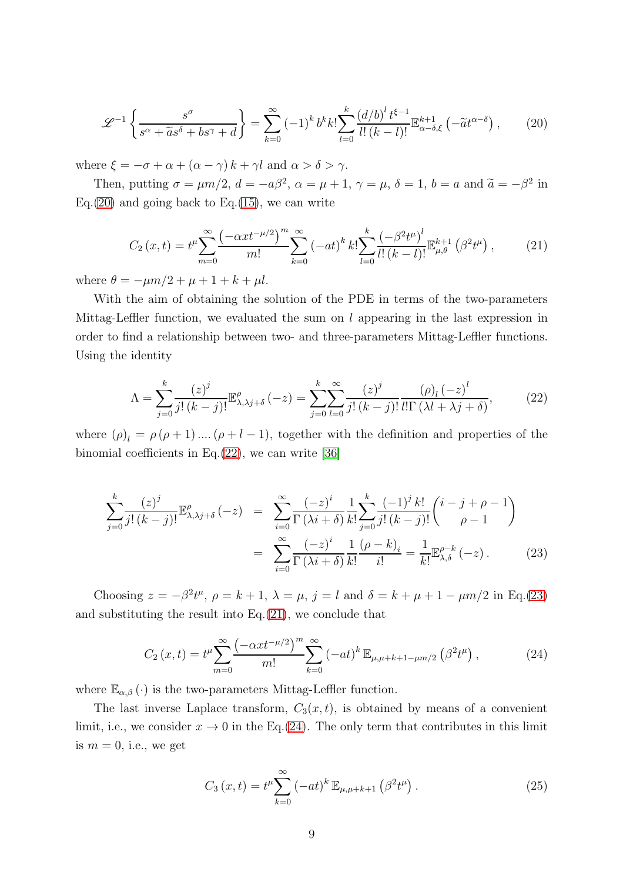$$\mathscr{L}^{-1}\left\{\frac{s^{\sigma}}{s^{\alpha}+\widetilde{a}s^{\delta}+bs^{\gamma}+d}\right\}=\sum_{k=0}^{\infty}(-1)^{k}b^{k}k!\sum_{l=0}^{k}\frac{(d/b)^{l}\,t^{\xi-1}}{l!\,(k-l)!}\mathbb{E}_{\alpha-\delta,\xi}^{k+1}\left(-\widetilde{a}t^{\alpha-\delta}\right), \tag{20}$$

where $\xi=-\sigma+\alpha+(\alpha-\gamma)\,k+\gamma l$ and $\alpha>\delta>\gamma$.

Then, putting $\sigma=\mu m/2$, $d=-a\beta^{2}$, $\alpha=\mu+1$, $\gamma=\mu$, $\delta=1$, $b=a$ and $\widetilde{a}=-\beta^{2}$ in Eq.(20) and going back to Eq.(15), we can write

$$C_{2}\left(x,t\right)=t^{\mu}\sum_{m=0}^{\infty}\frac{\left(-\alpha xt^{-\mu/2}\right)^{m}}{m!}\sum_{k=0}^{\infty}\left(-at\right)^{k}k!\sum_{l=0}^{k}\frac{\left(-\beta^{2}t^{\mu}\right)^{l}}{l!\,(k-l)!}\mathbb{E}_{\mu,\theta}^{k+1}\left(\beta^{2}t^{\mu}\right), \tag{21}$$

where $\theta=-\mu m/2+\mu+1+k+\mu l$.

With the aim of obtaining the solution of the PDE in terms of the two-parameters Mittag-Leffler function, we evaluated the sum on $l$ appearing in the last expression in order to find a relationship between two- and three-parameters Mittag-Leffler functions. Using the identity

$$\Lambda=\sum_{j=0}^{k}\frac{(z)^{j}}{j!\,(k-j)!}\mathbb{E}_{\lambda,\lambda j+\delta}^{\rho}\left(-z\right)=\sum_{j=0}^{k}\sum_{l=0}^{\infty}\frac{(z)^{j}}{j!\,(k-j)!}\frac{(\rho)_{l}\,(-z)^{l}}{l!\Gamma\left(\lambda l+\lambda j+\delta\right)}, \tag{22}$$

where $(\rho)_{l}=\rho\left(\rho+1\right)....\left(\rho+l-1\right)$, together with the definition and properties of the binomial coefficients in Eq.(22), we can write [36]

$$\begin{aligned}\sum_{j=0}^{k}\frac{(z)^{j}}{j!\,(k-j)!}\mathbb{E}_{\lambda,\lambda j+\delta}^{\rho}\left(-z\right)&=\sum_{i=0}^{\infty}\frac{(-z)^{i}}{\Gamma\left(\lambda i+\delta\right)}\frac{1}{k!}\sum_{j=0}^{k}\frac{(-1)^{j}\,k!}{j!\,(k-j)!}\binom{i-j+\rho-1}{\rho-1}\\&=\sum_{i=0}^{\infty}\frac{(-z)^{i}}{\Gamma\left(\lambda i+\delta\right)}\frac{1}{k!}\frac{(\rho-k)_{i}}{i!}=\frac{1}{k!}\mathbb{E}_{\lambda,\delta}^{\rho-k}\left(-z\right).\end{aligned} \tag{23}$$

Choosing $z=-\beta^{2}t^{\mu}$, $\rho=k+1$, $\lambda=\mu$, $j=l$ and $\delta=k+\mu+1-\mu m/2$ in Eq.(23) and substituting the result into Eq.(21), we conclude that

$$C_{2}\left(x,t\right)=t^{\mu}\sum_{m=0}^{\infty}\frac{\left(-\alpha xt^{-\mu/2}\right)^{m}}{m!}\sum_{k=0}^{\infty}\left(-at\right)^{k}\mathbb{E}_{\mu,\mu+k+1-\mu m/2}\left(\beta^{2}t^{\mu}\right), \tag{24}$$

where $\mathbb{E}_{\alpha,\beta}\left(\cdot\right)$ is the two-parameters Mittag-Leffler function.

The last inverse Laplace transform, $C_3(x,t)$, is obtained by means of a convenient limit, i.e., we consider $x\to0$ in the Eq.(24). The only term that contributes in this limit is $m=0$, i.e., we get

$$C_{3}\left(x,t\right)=t^{\mu}\sum_{k=0}^{\infty}\left(-at\right)^{k}\mathbb{E}_{\mu,\mu+k+1}\left(\beta^{2}t^{\mu}\right). \tag{25}$$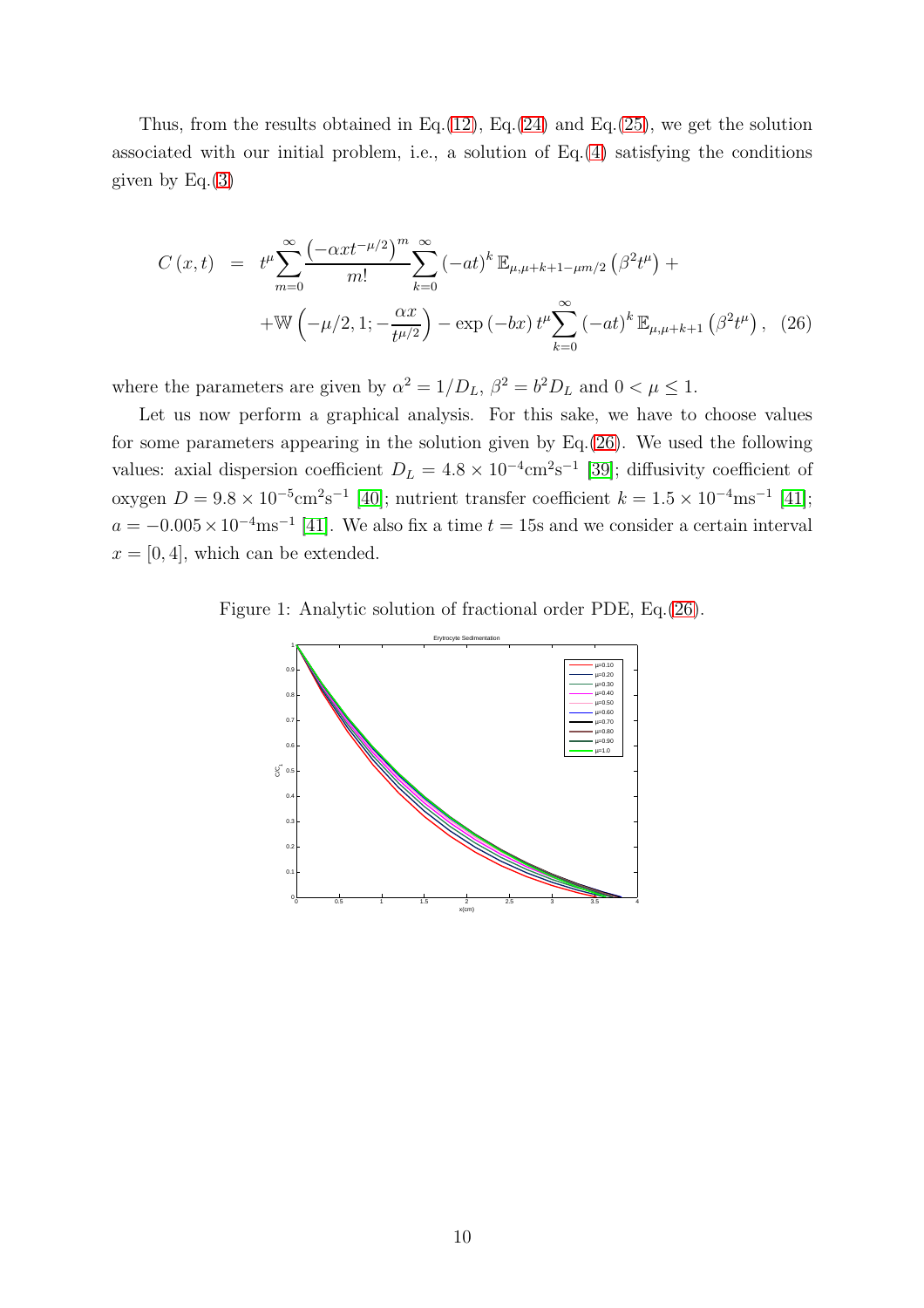Thus, from the results obtained in Eq.(12), Eq.(24) and Eq.(25), we get the solution associated with our initial problem, i.e., a solution of Eq.(4) satisfying the conditions given by Eq.(3)

$$
\begin{aligned}
C(x,t) &= t^{\mu}\sum_{m=0}^{\infty}\frac{\left(-\alpha x t^{-\mu/2}\right)^{m}}{m!}\sum_{k=0}^{\infty}(-at)^{k}\,\mathbb{E}_{\mu,\mu+k+1-\mu m/2}\left(\beta^{2}t^{\mu}\right)+ \\
&\quad +\mathbb{W}\left(-\mu/2,1;-\frac{\alpha x}{t^{\mu/2}}\right)-\exp(-bx)\,t^{\mu}\sum_{k=0}^{\infty}(-at)^{k}\,\mathbb{E}_{\mu,\mu+k+1}\left(\beta^{2}t^{\mu}\right), \quad (26)
\end{aligned}
$$

where the parameters are given by $\alpha^2 = 1/D_L$, $\beta^2 = b^2 D_L$ and $0 < \mu \leq 1$.

Let us now perform a graphical analysis. For this sake, we have to choose values for some parameters appearing in the solution given by Eq.(26). We used the following values: axial dispersion coefficient $D_L = 4.8 \times 10^{-4}\text{cm}^2\text{s}^{-1}$ [39]; diffusivity coefficient of oxygen $D = 9.8 \times 10^{-5}\text{cm}^2\text{s}^{-1}$ [40]; nutrient transfer coefficient $k = 1.5 \times 10^{-4}\text{ms}^{-1}$ [41]; $a = -0.005 \times 10^{-4}\text{ms}^{-1}$ [41]. We also fix a time $t = 15$s and we consider a certain interval $x = [0, 4]$, which can be extended.

Figure 1: Analytic solution of fractional order PDE, Eq.(26).

Erytrocyte Sedimentation

μ=0.10
μ=0.20
μ=0.30
μ=0.40
μ=0.50
μ=0.60
μ=0.70
μ=0.80
μ=0.90
μ=1.0

C/C₁

x(cm)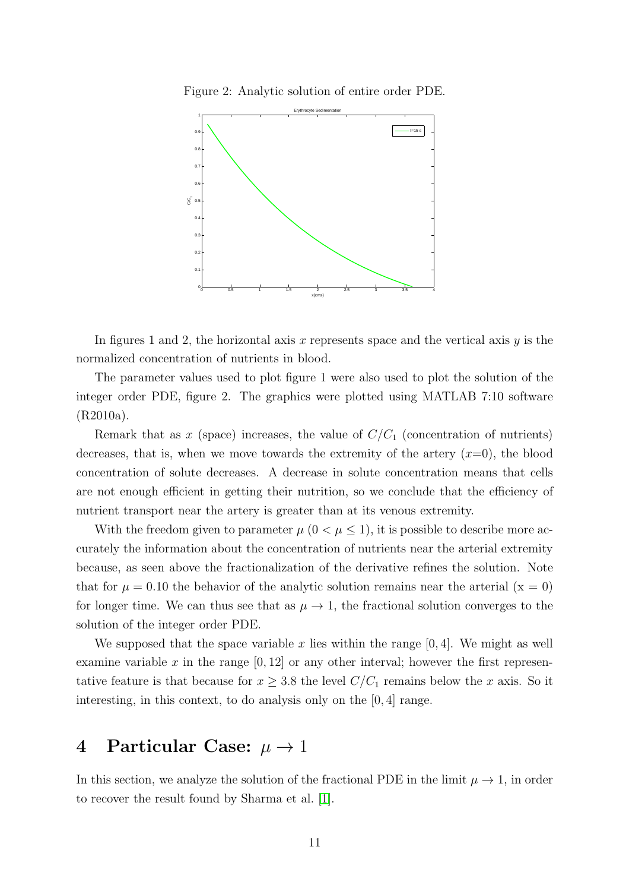Figure 2: Analytic solution of entire order PDE.

Erythrocyte Sedimentation

t=15 s

$C/C_1$

x(cms)

0
0.1
0.2
0.3
0.4
0.5
0.6
0.7
0.8
0.9
1

0
0.5
1
1.5
2
2.5
3
3.5
4

In figures 1 and 2, the horizontal axis $x$ represents space and the vertical axis $y$ is the normalized concentration of nutrients in blood.

The parameter values used to plot figure 1 were also used to plot the solution of the integer order PDE, figure 2. The graphics were plotted using MATLAB 7:10 software (R2010a).

Remark that as $x$ (space) increases, the value of $C/C_1$ (concentration of nutrients) decreases, that is, when we move towards the extremity of the artery ($x$=0), the blood concentration of solute decreases. A decrease in solute concentration means that cells are not enough efficient in getting their nutrition, so we conclude that the efficiency of nutrient transport near the artery is greater than at its venous extremity.

With the freedom given to parameter $\mu$ ($0 < \mu \leq 1$), it is possible to describe more accurately the information about the concentration of nutrients near the arterial extremity because, as seen above the fractionalization of the derivative refines the solution. Note that for $\mu = 0.10$ the behavior of the analytic solution remains near the arterial (x = 0) for longer time. We can thus see that as $\mu \to 1$, the fractional solution converges to the solution of the integer order PDE.

We supposed that the space variable $x$ lies within the range $[0, 4]$. We might as well examine variable $x$ in the range $[0, 12]$ or any other interval; however the first representative feature is that because for $x \geq 3.8$ the level $C/C_1$ remains below the $x$ axis. So it interesting, in this context, to do analysis only on the $[0, 4]$ range.

# 4 Particular Case: $\mu \to 1$

In this section, we analyze the solution of the fractional PDE in the limit $\mu \to 1$, in order to recover the result found by Sharma et al. [1].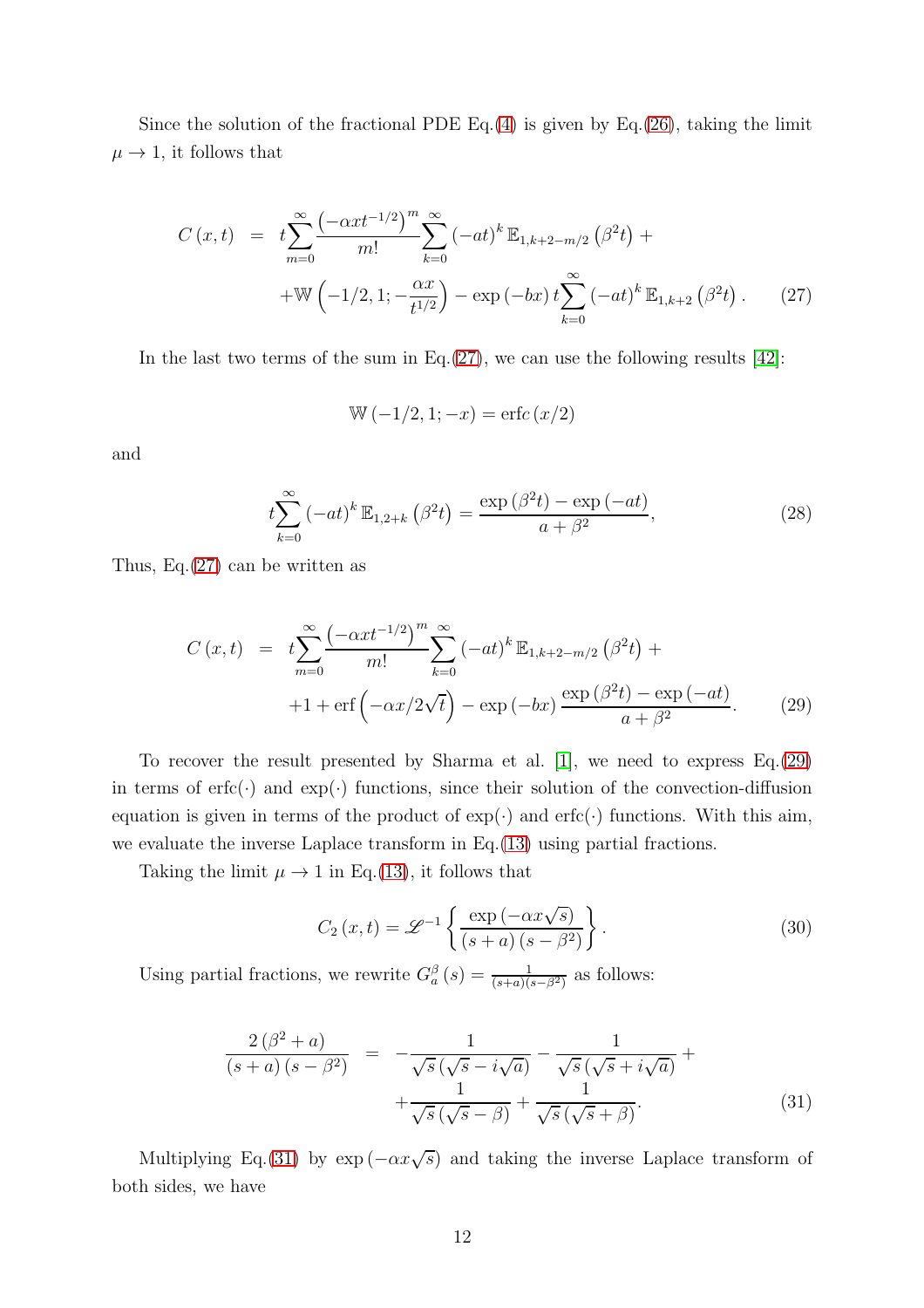Since the solution of the fractional PDE Eq.(4) is given by Eq.(26), taking the limit $\mu \to 1$, it follows that

$$
\begin{aligned}
C(x,t) &= t\sum_{m=0}^{\infty} \frac{\left(-\alpha x t^{-1/2}\right)^m}{m!} \sum_{k=0}^{\infty} (-at)^k \, \mathbb{E}_{1,k+2-m/2}\left(\beta^2 t\right) + \\
&\quad + \mathbb{W}\left(-1/2, 1; -\frac{\alpha x}{t^{1/2}}\right) - \exp(-bx)\, t\sum_{k=0}^{\infty} (-at)^k \, \mathbb{E}_{1,k+2}\left(\beta^2 t\right). \qquad (27)
\end{aligned}
$$

In the last two terms of the sum in Eq.(27), we can use the following results [42]:

$$
\mathbb{W}(-1/2, 1; -x) = \operatorname{erfc}(x/2)
$$

and

$$
t\sum_{k=0}^{\infty} (-at)^k \, \mathbb{E}_{1,2+k}\left(\beta^2 t\right) = \frac{\exp\left(\beta^2 t\right) - \exp(-at)}{a+\beta^2}, \qquad (28)
$$

Thus, Eq.(27) can be written as

$$
\begin{aligned}
C(x,t) &= t\sum_{m=0}^{\infty} \frac{\left(-\alpha x t^{-1/2}\right)^m}{m!} \sum_{k=0}^{\infty} (-at)^k \, \mathbb{E}_{1,k+2-m/2}\left(\beta^2 t\right) + \\
&\quad +1 + \operatorname{erf}\left(-\alpha x / 2\sqrt{t}\right) - \exp(-bx)\, \frac{\exp\left(\beta^2 t\right) - \exp(-at)}{a+\beta^2}. \qquad (29)
\end{aligned}
$$

To recover the result presented by Sharma et al. [1], we need to express Eq.(29) in terms of $\operatorname{erfc}(\cdot)$ and $\exp(\cdot)$ functions, since their solution of the convection-diffusion equation is given in terms of the product of $\exp(\cdot)$ and $\operatorname{erfc}(\cdot)$ functions. With this aim, we evaluate the inverse Laplace transform in Eq.(13) using partial fractions.

Taking the limit $\mu \to 1$ in Eq.(13), it follows that

$$
C_2(x,t) = \mathscr{L}^{-1}\left\{ \frac{\exp\left(-\alpha x \sqrt{s}\right)}{(s+a)\left(s-\beta^2\right)} \right\}. \qquad (30)
$$

Using partial fractions, we rewrite $G_a^{\beta}(s) = \frac{1}{(s+a)(s-\beta^2)}$ as follows:

$$
\begin{aligned}
\frac{2\left(\beta^2 + a\right)}{(s+a)\left(s-\beta^2\right)} &= -\frac{1}{\sqrt{s}\left(\sqrt{s} - i\sqrt{a}\right)} - \frac{1}{\sqrt{s}\left(\sqrt{s} + i\sqrt{a}\right)} + \\
&\quad + \frac{1}{\sqrt{s}\left(\sqrt{s} - \beta\right)} + \frac{1}{\sqrt{s}\left(\sqrt{s} + \beta\right)}. \qquad (31)
\end{aligned}
$$

Multiplying Eq.(31) by $\exp\left(-\alpha x \sqrt{s}\right)$ and taking the inverse Laplace transform of both sides, we have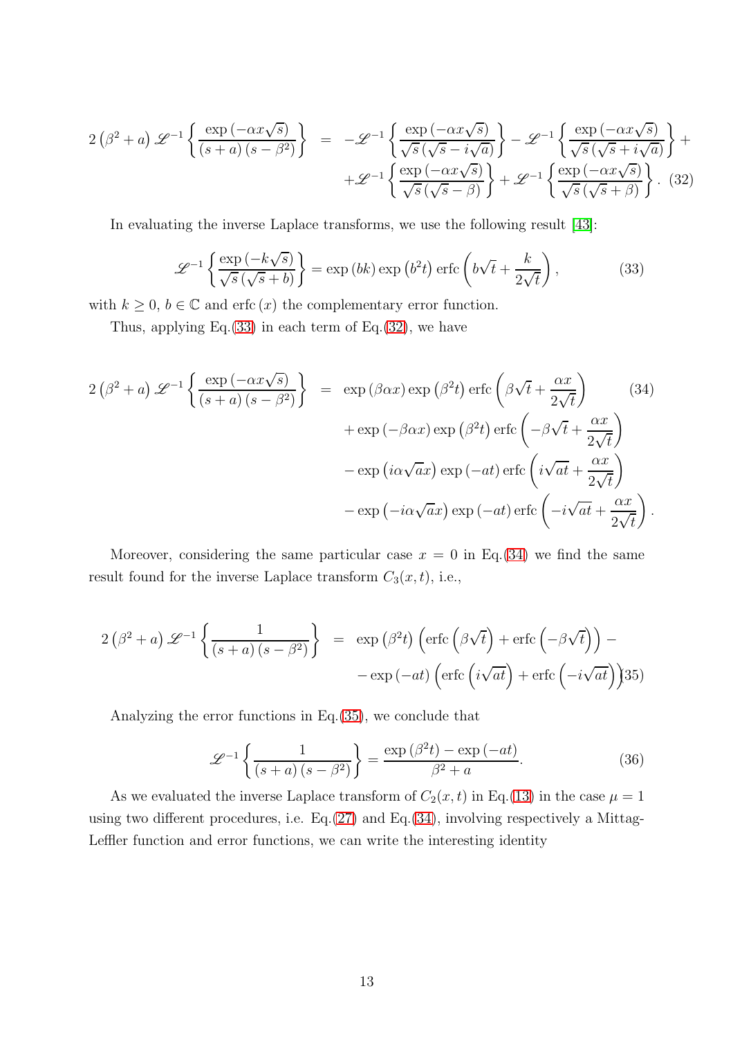$$
\begin{aligned}
2\left(\beta^2+a\right)\mathscr{L}^{-1}\left\{\frac{\exp\left(-\alpha x\sqrt{s}\right)}{(s+a)\left(s-\beta^2\right)}\right\} &= -\mathscr{L}^{-1}\left\{\frac{\exp\left(-\alpha x\sqrt{s}\right)}{\sqrt{s}\left(\sqrt{s}-i\sqrt{a}\right)}\right\}-\mathscr{L}^{-1}\left\{\frac{\exp\left(-\alpha x\sqrt{s}\right)}{\sqrt{s}\left(\sqrt{s}+i\sqrt{a}\right)}\right\}+\\
&+\mathscr{L}^{-1}\left\{\frac{\exp\left(-\alpha x\sqrt{s}\right)}{\sqrt{s}\left(\sqrt{s}-\beta\right)}\right\}+\mathscr{L}^{-1}\left\{\frac{\exp\left(-\alpha x\sqrt{s}\right)}{\sqrt{s}\left(\sqrt{s}+\beta\right)}\right\}. \quad (32)
\end{aligned}
$$

In evaluating the inverse Laplace transforms, we use the following result [43]:

$$
\mathscr{L}^{-1}\left\{\frac{\exp\left(-k\sqrt{s}\right)}{\sqrt{s}\left(\sqrt{s}+b\right)}\right\}=\exp\left(bk\right)\exp\left(b^2t\right)\operatorname{erfc}\left(b\sqrt{t}+\frac{k}{2\sqrt{t}}\right), \tag{33}
$$

with $k\geq 0$, $b\in\mathbb{C}$ and $\operatorname{erfc}(x)$ the complementary error function.

Thus, applying Eq.(33) in each term of Eq.(32), we have

$$
\begin{aligned}
2\left(\beta^2+a\right)\mathscr{L}^{-1}\left\{\frac{\exp\left(-\alpha x\sqrt{s}\right)}{(s+a)\left(s-\beta^2\right)}\right\} &= \exp\left(\beta\alpha x\right)\exp\left(\beta^2 t\right)\operatorname{erfc}\left(\beta\sqrt{t}+\frac{\alpha x}{2\sqrt{t}}\right) \qquad (34)\\
&+\exp\left(-\beta\alpha x\right)\exp\left(\beta^2 t\right)\operatorname{erfc}\left(-\beta\sqrt{t}+\frac{\alpha x}{2\sqrt{t}}\right)\\
&-\exp\left(i\alpha\sqrt{a}x\right)\exp\left(-at\right)\operatorname{erfc}\left(i\sqrt{at}+\frac{\alpha x}{2\sqrt{t}}\right)\\
&-\exp\left(-i\alpha\sqrt{a}x\right)\exp\left(-at\right)\operatorname{erfc}\left(-i\sqrt{at}+\frac{\alpha x}{2\sqrt{t}}\right).
\end{aligned}
$$

Moreover, considering the same particular case $x=0$ in Eq.(34) we find the same result found for the inverse Laplace transform $C_3(x,t)$, i.e.,

$$
\begin{aligned}
2\left(\beta^2+a\right)\mathscr{L}^{-1}\left\{\frac{1}{(s+a)\left(s-\beta^2\right)}\right\} &= \exp\left(\beta^2 t\right)\left(\operatorname{erfc}\left(\beta\sqrt{t}\right)+\operatorname{erfc}\left(-\beta\sqrt{t}\right)\right)-\\
&-\exp\left(-at\right)\left(\operatorname{erfc}\left(i\sqrt{at}\right)+\operatorname{erfc}\left(-i\sqrt{at}\right)\right) \quad (35)
\end{aligned}
$$

Analyzing the error functions in Eq.(35), we conclude that

$$
\mathscr{L}^{-1}\left\{\frac{1}{(s+a)\left(s-\beta^2\right)}\right\}=\frac{\exp\left(\beta^2 t\right)-\exp\left(-at\right)}{\beta^2+a}. \tag{36}
$$

As we evaluated the inverse Laplace transform of $C_2(x,t)$ in Eq.(13) in the case $\mu=1$ using two different procedures, i.e. Eq.(27) and Eq.(34), involving respectively a Mittag-Leffler function and error functions, we can write the interesting identity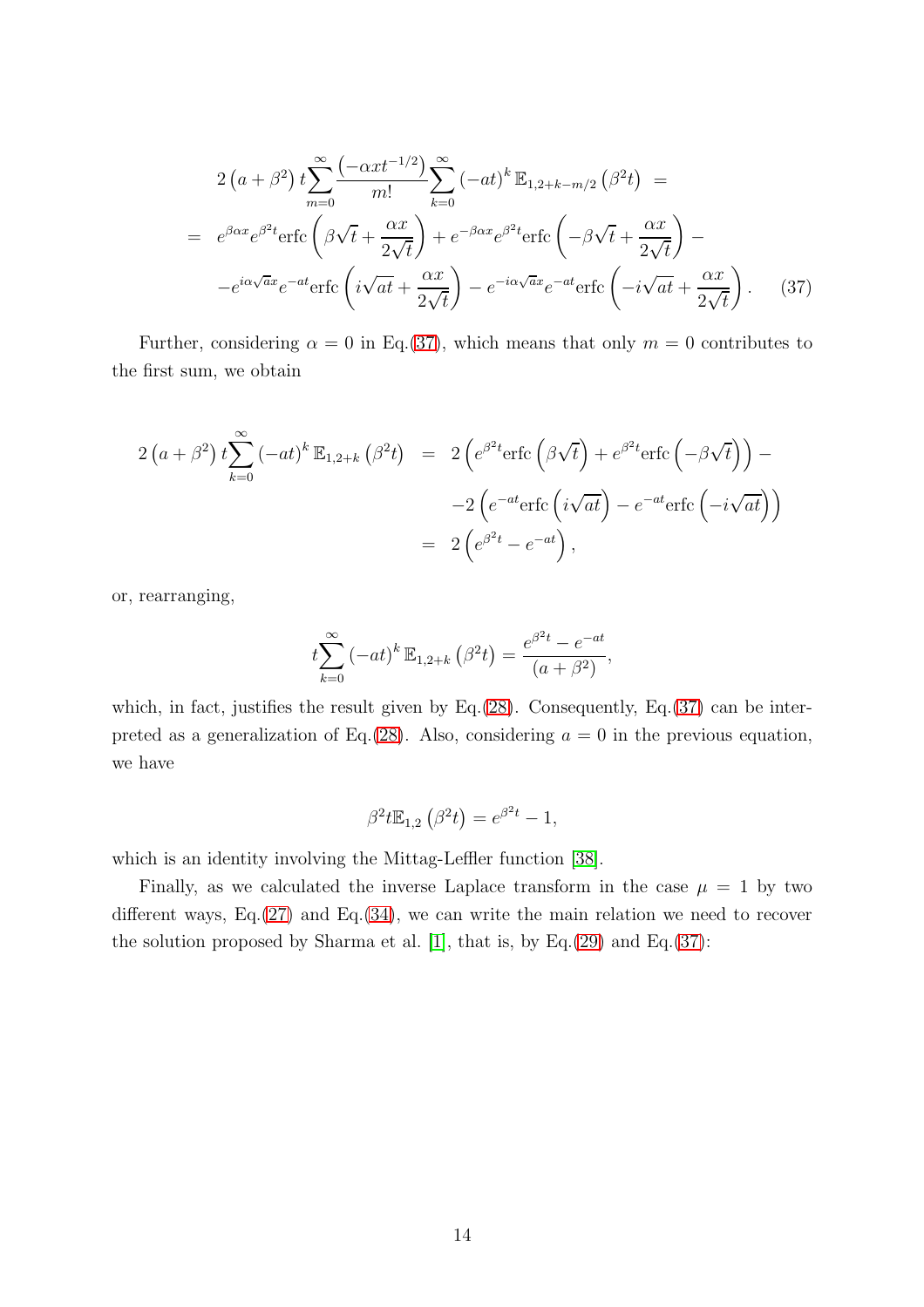$$
\begin{aligned}
& 2\left(a+\beta^2\right) t \sum_{m=0}^{\infty} \frac{\left(-\alpha x t^{-1/2}\right)}{m!} \sum_{k=0}^{\infty} (-at)^k \, \mathbb{E}_{1,2+k-m/2}\left(\beta^2 t\right) = \\
= \; & e^{\beta \alpha x} e^{\beta^2 t} \operatorname{erfc}\left(\beta \sqrt{t} + \frac{\alpha x}{2\sqrt{t}}\right) + e^{-\beta \alpha x} e^{\beta^2 t} \operatorname{erfc}\left(-\beta \sqrt{t} + \frac{\alpha x}{2\sqrt{t}}\right) - \\
& - e^{i\alpha\sqrt{a}x} e^{-at} \operatorname{erfc}\left(i\sqrt{at} + \frac{\alpha x}{2\sqrt{t}}\right) - e^{-i\alpha\sqrt{a}x} e^{-at} \operatorname{erfc}\left(-i\sqrt{at} + \frac{\alpha x}{2\sqrt{t}}\right). \quad (37)
\end{aligned}
$$

Further, considering $\alpha = 0$ in Eq.(37), which means that only $m = 0$ contributes to the first sum, we obtain

$$
\begin{aligned}
2\left(a+\beta^2\right) t \sum_{k=0}^{\infty} (-at)^k \, \mathbb{E}_{1,2+k}\left(\beta^2 t\right) &= 2\left(e^{\beta^2 t} \operatorname{erfc}\left(\beta\sqrt{t}\right) + e^{\beta^2 t} \operatorname{erfc}\left(-\beta\sqrt{t}\right)\right) - \\
& \quad -2\left(e^{-at} \operatorname{erfc}\left(i\sqrt{at}\right) - e^{-at} \operatorname{erfc}\left(-i\sqrt{at}\right)\right) \\
&= 2\left(e^{\beta^2 t} - e^{-at}\right),
\end{aligned}
$$

or, rearranging,

$$
t \sum_{k=0}^{\infty} (-at)^k \, \mathbb{E}_{1,2+k}\left(\beta^2 t\right) = \frac{e^{\beta^2 t} - e^{-at}}{(a+\beta^2)},
$$

which, in fact, justifies the result given by Eq.(28). Consequently, Eq.(37) can be interpreted as a generalization of Eq.(28). Also, considering $a = 0$ in the previous equation, we have

$$
\beta^2 t \mathbb{E}_{1,2}\left(\beta^2 t\right) = e^{\beta^2 t} - 1,
$$

which is an identity involving the Mittag-Leffler function [38].

Finally, as we calculated the inverse Laplace transform in the case $\mu = 1$ by two different ways, Eq.(27) and Eq.(34), we can write the main relation we need to recover the solution proposed by Sharma et al. [1], that is, by Eq.(29) and Eq.(37):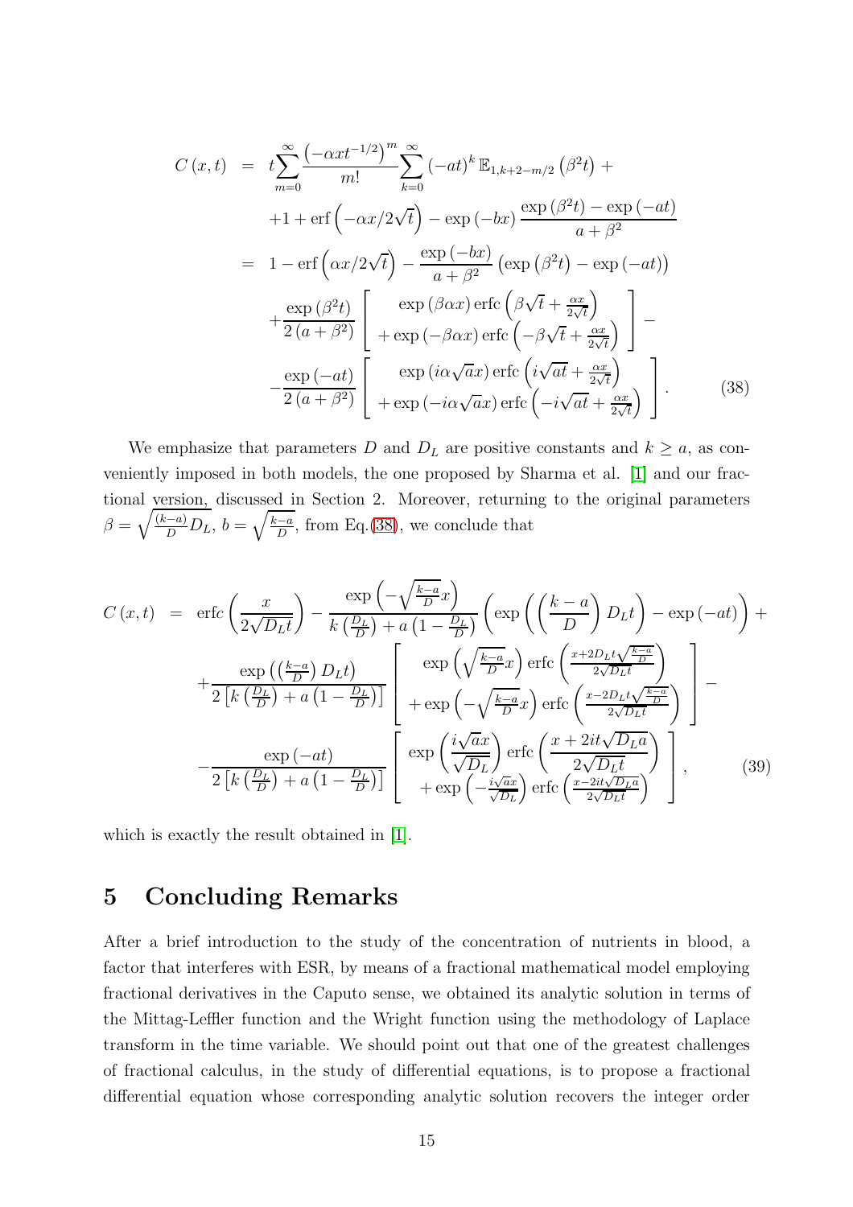$$
\begin{aligned}
C(x,t) &= t\sum_{m=0}^{\infty}\frac{\left(-\alpha x t^{-1/2}\right)^m}{m!}\sum_{k=0}^{\infty}(-at)^k\,\mathbb{E}_{1,k+2-m/2}\left(\beta^2 t\right) + \\
&\quad +1+\operatorname{erf}\left(-\alpha x/2\sqrt{t}\right)-\exp(-bx)\frac{\exp\left(\beta^2 t\right)-\exp(-at)}{a+\beta^2} \\
&= 1-\operatorname{erf}\left(\alpha x/2\sqrt{t}\right)-\frac{\exp(-bx)}{a+\beta^2}\left(\exp\left(\beta^2 t\right)-\exp(-at)\right) \\
&\quad +\frac{\exp\left(\beta^2 t\right)}{2\left(a+\beta^2\right)}\left[\begin{array}{c}\exp(\beta\alpha x)\operatorname{erfc}\left(\beta\sqrt{t}+\frac{\alpha x}{2\sqrt{t}}\right)\\ +\exp(-\beta\alpha x)\operatorname{erfc}\left(-\beta\sqrt{t}+\frac{\alpha x}{2\sqrt{t}}\right)\end{array}\right]- \\
&\quad -\frac{\exp(-at)}{2\left(a+\beta^2\right)}\left[\begin{array}{c}\exp\left(i\alpha\sqrt{a}x\right)\operatorname{erfc}\left(i\sqrt{at}+\frac{\alpha x}{2\sqrt{t}}\right)\\ +\exp\left(-i\alpha\sqrt{a}x\right)\operatorname{erfc}\left(-i\sqrt{at}+\frac{\alpha x}{2\sqrt{t}}\right)\end{array}\right]. \qquad (38)
\end{aligned}
$$

We emphasize that parameters $D$ and $D_L$ are positive constants and $k \geq a$, as conveniently imposed in both models, the one proposed by Sharma et al. [1] and our fractional version, discussed in Section 2. Moreover, returning to the original parameters $\beta = \sqrt{\frac{(k-a)}{D}D_L}$, $b = \sqrt{\frac{k-a}{D}}$, from Eq.(38), we conclude that

$$
\begin{aligned}
C(x,t) &= \operatorname{erfc}\left(\frac{x}{2\sqrt{D_L t}}\right)-\frac{\exp\left(-\sqrt{\frac{k-a}{D}}x\right)}{k\left(\frac{D_L}{D}\right)+a\left(1-\frac{D_L}{D}\right)}\left(\exp\left(\left(\frac{k-a}{D}\right)D_L t\right)-\exp(-at)\right)+ \\
&\quad +\frac{\exp\left(\left(\frac{k-a}{D}\right)D_L t\right)}{2\left[k\left(\frac{D_L}{D}\right)+a\left(1-\frac{D_L}{D}\right)\right]}\left[\begin{array}{c}\exp\left(\sqrt{\frac{k-a}{D}}x\right)\operatorname{erfc}\left(\frac{x+2D_L t\sqrt{\frac{k-a}{D}}}{2\sqrt{D_L t}}\right)\\ +\exp\left(-\sqrt{\frac{k-a}{D}}x\right)\operatorname{erfc}\left(\frac{x-2D_L t\sqrt{\frac{k-a}{D}}}{2\sqrt{D_L t}}\right)\end{array}\right]- \\
&\quad -\frac{\exp(-at)}{2\left[k\left(\frac{D_L}{D}\right)+a\left(1-\frac{D_L}{D}\right)\right]}\left[\begin{array}{c}\exp\left(\frac{i\sqrt{a}x}{\sqrt{D_L}}\right)\operatorname{erfc}\left(\frac{x+2it\sqrt{D_L a}}{2\sqrt{D_L t}}\right)\\ +\exp\left(-\frac{i\sqrt{a}x}{\sqrt{D_L}}\right)\operatorname{erfc}\left(\frac{x-2it\sqrt{D_L a}}{2\sqrt{D_L t}}\right)\end{array}\right], \qquad (39)
\end{aligned}
$$

which is exactly the result obtained in [1].

# 5 Concluding Remarks

After a brief introduction to the study of the concentration of nutrients in blood, a factor that interferes with ESR, by means of a fractional mathematical model employing fractional derivatives in the Caputo sense, we obtained its analytic solution in terms of the Mittag-Leffler function and the Wright function using the methodology of Laplace transform in the time variable. We should point out that one of the greatest challenges of fractional calculus, in the study of differential equations, is to propose a fractional differential equation whose corresponding analytic solution recovers the integer order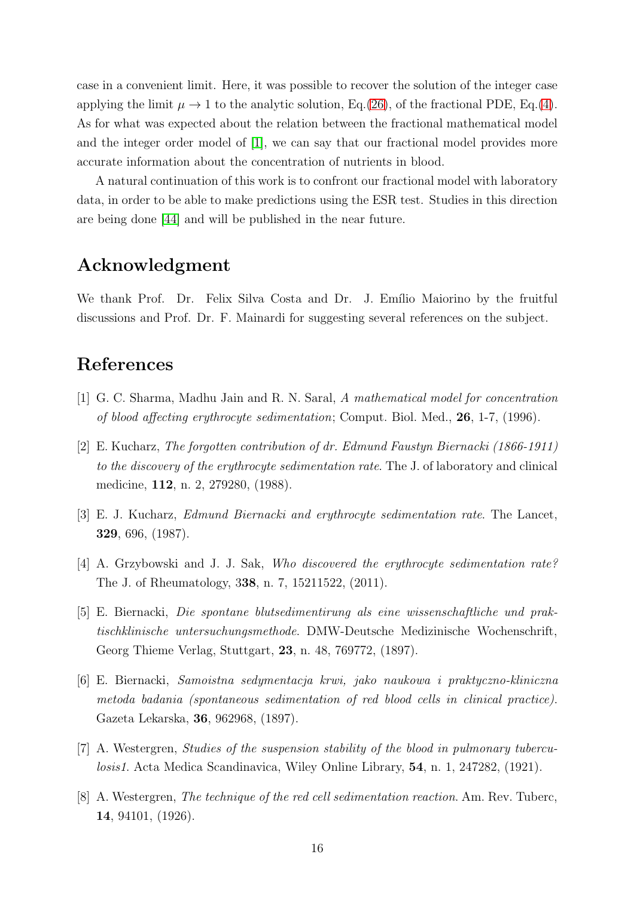case in a convenient limit. Here, it was possible to recover the solution of the integer case applying the limit $\mu \to 1$ to the analytic solution, Eq.(26), of the fractional PDE, Eq.(4). As for what was expected about the relation between the fractional mathematical model and the integer order model of [1], we can say that our fractional model provides more accurate information about the concentration of nutrients in blood.

A natural continuation of this work is to confront our fractional model with laboratory data, in order to be able to make predictions using the ESR test. Studies in this direction are being done [44] and will be published in the near future.

## Acknowledgment

We thank Prof. Dr. Felix Silva Costa and Dr. J. Emílio Maiorino by the fruitful discussions and Prof. Dr. F. Mainardi for suggesting several references on the subject.

## References

[1] G. C. Sharma, Madhu Jain and R. N. Saral, *A mathematical model for concentration of blood affecting erythrocyte sedimentation*; Comput. Biol. Med., **26**, 1-7, (1996).

[2] E. Kucharz, *The forgotten contribution of dr. Edmund Faustyn Biernacki (1866-1911) to the discovery of the erythrocyte sedimentation rate*. The J. of laboratory and clinical medicine, **112**, n. 2, 279280, (1988).

[3] E. J. Kucharz, *Edmund Biernacki and erythrocyte sedimentation rate*. The Lancet, **329**, 696, (1987).

[4] A. Grzybowski and J. J. Sak, *Who discovered the erythrocyte sedimentation rate?* The J. of Rheumatology, 3**38**, n. 7, 15211522, (2011).

[5] E. Biernacki, *Die spontane blutsedimentirung als eine wissenschaftliche und praktischklinische untersuchungsmethode*. DMW-Deutsche Medizinische Wochenschrift, Georg Thieme Verlag, Stuttgart, **23**, n. 48, 769772, (1897).

[6] E. Biernacki, *Samoistna sedymentacja krwi, jako naukowa i praktyczno-kliniczna metoda badania (spontaneous sedimentation of red blood cells in clinical practice)*. Gazeta Lekarska, **36**, 962968, (1897).

[7] A. Westergren, *Studies of the suspension stability of the blood in pulmonary tuberculosis1*. Acta Medica Scandinavica, Wiley Online Library, **54**, n. 1, 247282, (1921).

[8] A. Westergren, *The technique of the red cell sedimentation reaction*. Am. Rev. Tuberc, **14**, 94101, (1926).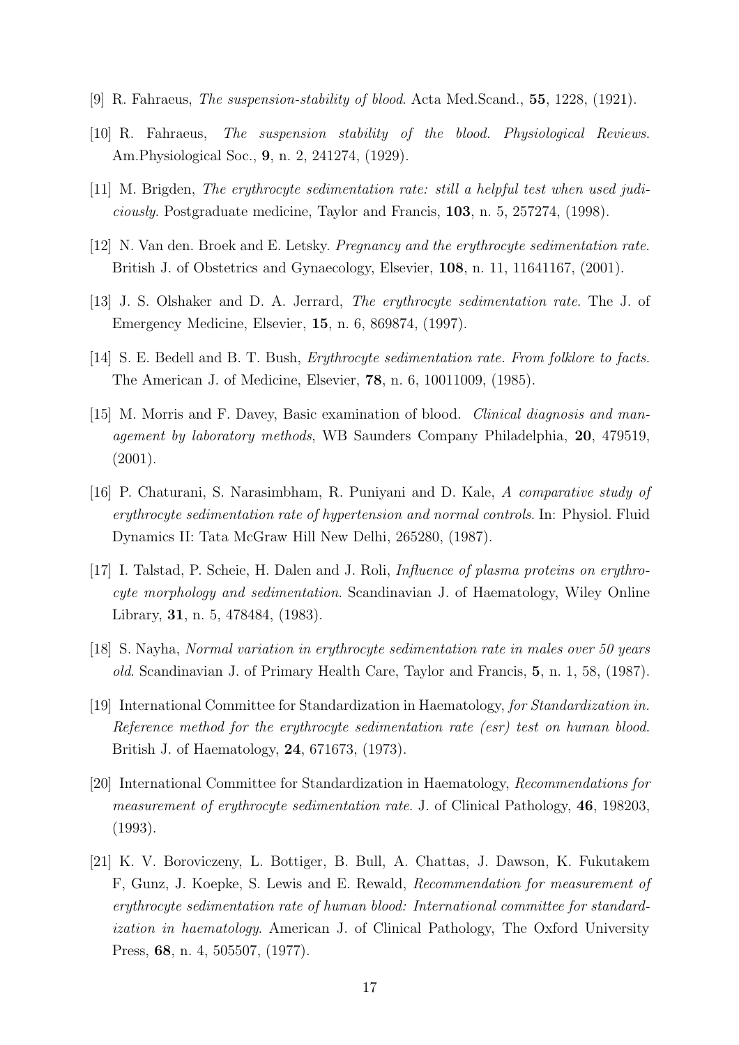[9] R. Fahraeus, *The suspension-stability of blood*. Acta Med.Scand., **55**, 1228, (1921).

[10] R. Fahraeus, *The suspension stability of the blood. Physiological Reviews*. Am.Physiological Soc., **9**, n. 2, 241274, (1929).

[11] M. Brigden, *The erythrocyte sedimentation rate: still a helpful test when used judiciously*. Postgraduate medicine, Taylor and Francis, **103**, n. 5, 257274, (1998).

[12] N. Van den. Broek and E. Letsky. *Pregnancy and the erythrocyte sedimentation rate*. British J. of Obstetrics and Gynaecology, Elsevier, **108**, n. 11, 11641167, (2001).

[13] J. S. Olshaker and D. A. Jerrard, *The erythrocyte sedimentation rate*. The J. of Emergency Medicine, Elsevier, **15**, n. 6, 869874, (1997).

[14] S. E. Bedell and B. T. Bush, *Erythrocyte sedimentation rate. From folklore to facts*. The American J. of Medicine, Elsevier, **78**, n. 6, 10011009, (1985).

[15] M. Morris and F. Davey, Basic examination of blood. *Clinical diagnosis and management by laboratory methods*, WB Saunders Company Philadelphia, **20**, 479519, (2001).

[16] P. Chaturani, S. Narasimbham, R. Puniyani and D. Kale, *A comparative study of erythrocyte sedimentation rate of hypertension and normal controls*. In: Physiol. Fluid Dynamics II: Tata McGraw Hill New Delhi, 265280, (1987).

[17] I. Talstad, P. Scheie, H. Dalen and J. Roli, *Influence of plasma proteins on erythrocyte morphology and sedimentation*. Scandinavian J. of Haematology, Wiley Online Library, **31**, n. 5, 478484, (1983).

[18] S. Nayha, *Normal variation in erythrocyte sedimentation rate in males over 50 years old*. Scandinavian J. of Primary Health Care, Taylor and Francis, **5**, n. 1, 58, (1987).

[19] International Committee for Standardization in Haematology, *for Standardization in. Reference method for the erythrocyte sedimentation rate (esr) test on human blood*. British J. of Haematology, **24**, 671673, (1973).

[20] International Committee for Standardization in Haematology, *Recommendations for measurement of erythrocyte sedimentation rate*. J. of Clinical Pathology, **46**, 198203, (1993).

[21] K. V. Boroviczeny, L. Bottiger, B. Bull, A. Chattas, J. Dawson, K. Fukutakem F, Gunz, J. Koepke, S. Lewis and E. Rewald, *Recommendation for measurement of erythrocyte sedimentation rate of human blood: International committee for standardization in haematology*. American J. of Clinical Pathology, The Oxford University Press, **68**, n. 4, 505507, (1977).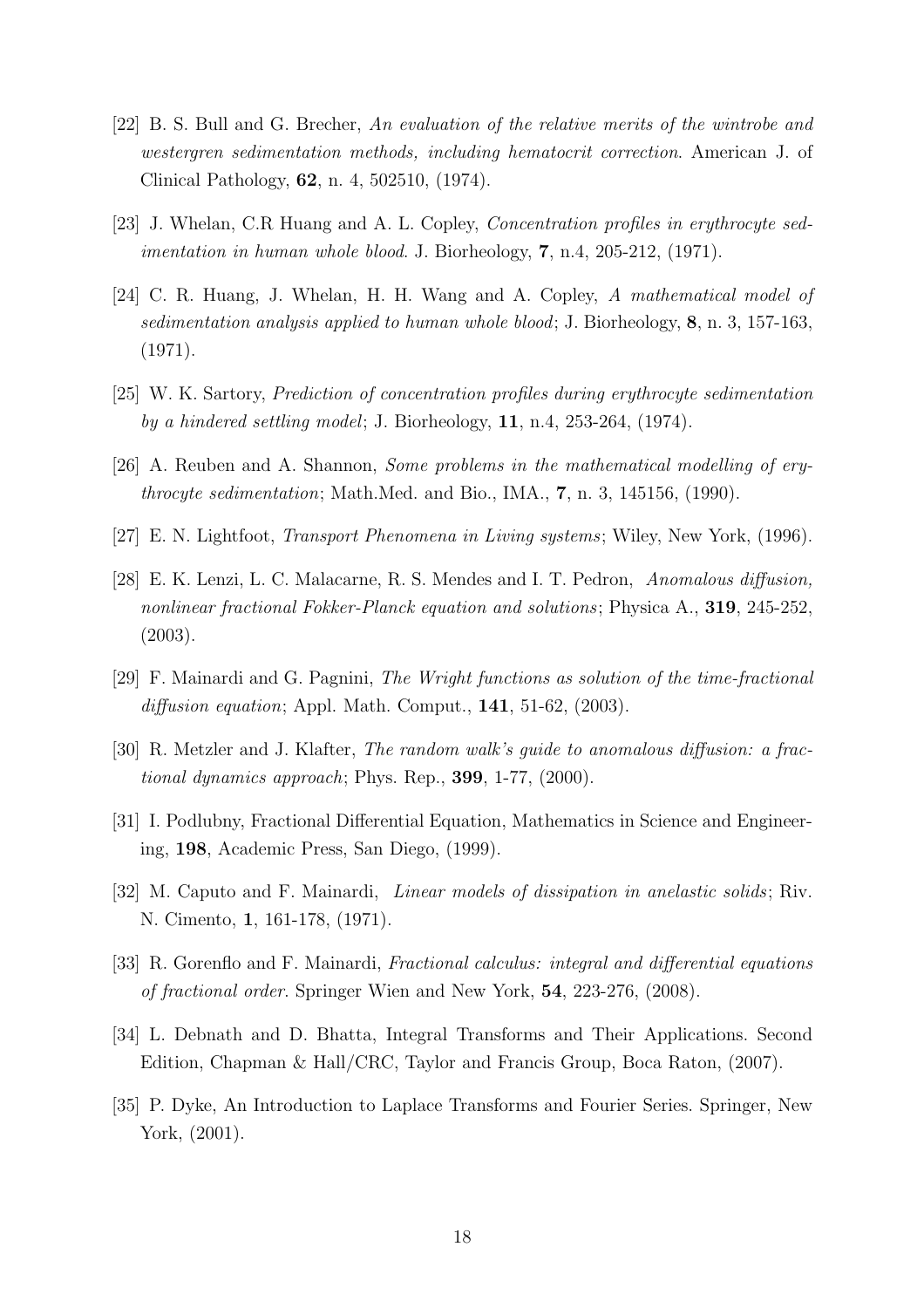[22] B. S. Bull and G. Brecher, *An evaluation of the relative merits of the wintrobe and westergren sedimentation methods, including hematocrit correction*. American J. of Clinical Pathology, **62**, n. 4, 502510, (1974).

[23] J. Whelan, C.R Huang and A. L. Copley, *Concentration profiles in erythrocyte sedimentation in human whole blood*. J. Biorheology, **7**, n.4, 205-212, (1971).

[24] C. R. Huang, J. Whelan, H. H. Wang and A. Copley, *A mathematical model of sedimentation analysis applied to human whole blood*; J. Biorheology, **8**, n. 3, 157-163, (1971).

[25] W. K. Sartory, *Prediction of concentration profiles during erythrocyte sedimentation by a hindered settling model*; J. Biorheology, **11**, n.4, 253-264, (1974).

[26] A. Reuben and A. Shannon, *Some problems in the mathematical modelling of erythrocyte sedimentation*; Math.Med. and Bio., IMA., **7**, n. 3, 145156, (1990).

[27] E. N. Lightfoot, *Transport Phenomena in Living systems*; Wiley, New York, (1996).

[28] E. K. Lenzi, L. C. Malacarne, R. S. Mendes and I. T. Pedron, *Anomalous diffusion, nonlinear fractional Fokker-Planck equation and solutions*; Physica A., **319**, 245-252, (2003).

[29] F. Mainardi and G. Pagnini, *The Wright functions as solution of the time-fractional diffusion equation*; Appl. Math. Comput., **141**, 51-62, (2003).

[30] R. Metzler and J. Klafter, *The random walk's guide to anomalous diffusion: a fractional dynamics approach*; Phys. Rep., **399**, 1-77, (2000).

[31] I. Podlubny, Fractional Differential Equation, Mathematics in Science and Engineering, **198**, Academic Press, San Diego, (1999).

[32] M. Caputo and F. Mainardi, *Linear models of dissipation in anelastic solids*; Riv. N. Cimento, **1**, 161-178, (1971).

[33] R. Gorenflo and F. Mainardi, *Fractional calculus: integral and differential equations of fractional order*. Springer Wien and New York, **54**, 223-276, (2008).

[34] L. Debnath and D. Bhatta, Integral Transforms and Their Applications. Second Edition, Chapman & Hall/CRC, Taylor and Francis Group, Boca Raton, (2007).

[35] P. Dyke, An Introduction to Laplace Transforms and Fourier Series. Springer, New York, (2001).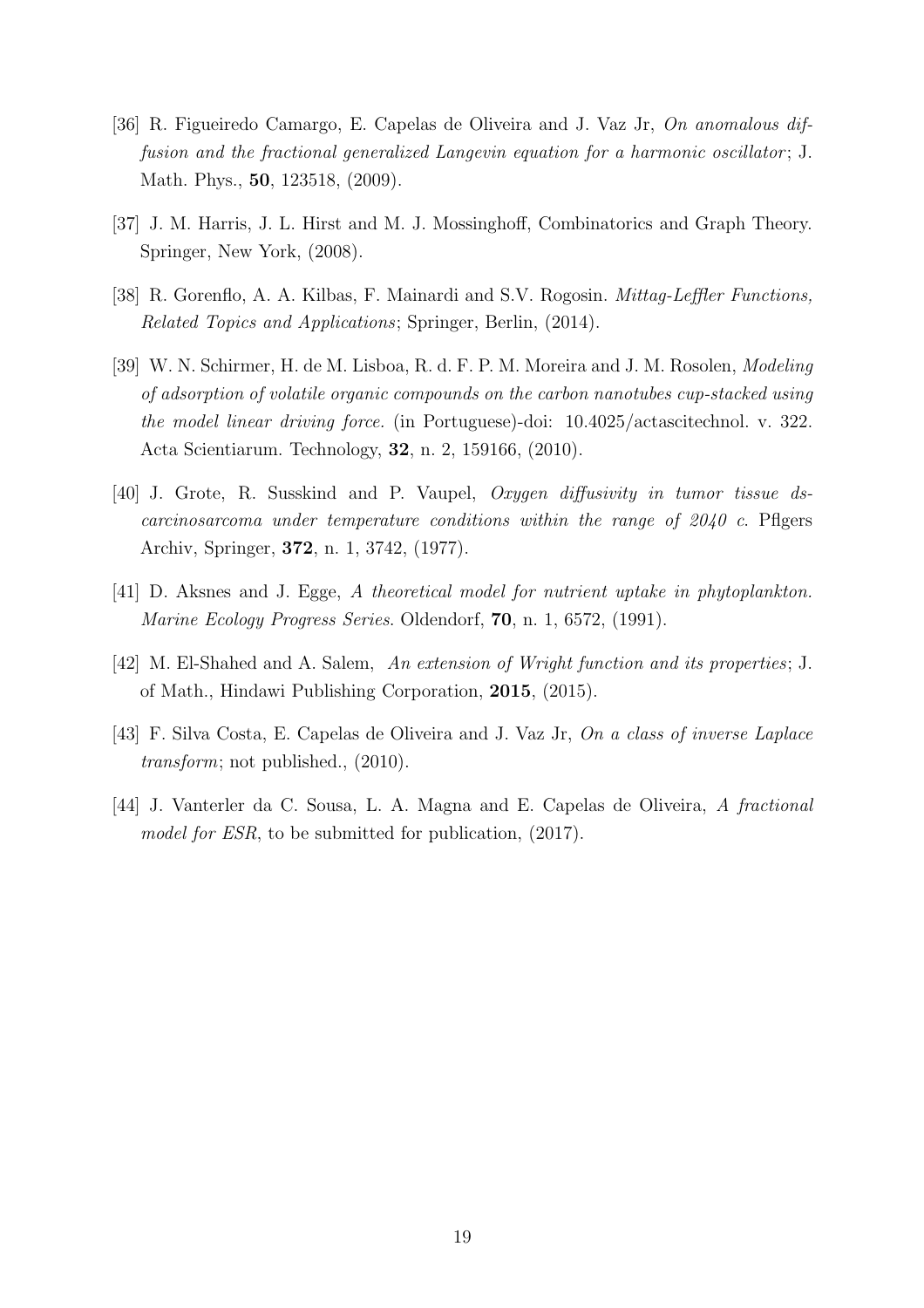[36] R. Figueiredo Camargo, E. Capelas de Oliveira and J. Vaz Jr, *On anomalous diffusion and the fractional generalized Langevin equation for a harmonic oscillator*; J. Math. Phys., **50**, 123518, (2009).

[37] J. M. Harris, J. L. Hirst and M. J. Mossinghoff, Combinatorics and Graph Theory. Springer, New York, (2008).

[38] R. Gorenflo, A. A. Kilbas, F. Mainardi and S.V. Rogosin. *Mittag-Leffler Functions, Related Topics and Applications*; Springer, Berlin, (2014).

[39] W. N. Schirmer, H. de M. Lisboa, R. d. F. P. M. Moreira and J. M. Rosolen, *Modeling of adsorption of volatile organic compounds on the carbon nanotubes cup-stacked using the model linear driving force.* (in Portuguese)-doi: 10.4025/actascitechnol. v. 322. Acta Scientiarum. Technology, **32**, n. 2, 159166, (2010).

[40] J. Grote, R. Susskind and P. Vaupel, *Oxygen diffusivity in tumor tissue ds-carcinosarcoma under temperature conditions within the range of 2040 c.* Pflgers Archiv, Springer, **372**, n. 1, 3742, (1977).

[41] D. Aksnes and J. Egge, *A theoretical model for nutrient uptake in phytoplankton. Marine Ecology Progress Series.* Oldendorf, **70**, n. 1, 6572, (1991).

[42] M. El-Shahed and A. Salem, *An extension of Wright function and its properties*; J. of Math., Hindawi Publishing Corporation, **2015**, (2015).

[43] F. Silva Costa, E. Capelas de Oliveira and J. Vaz Jr, *On a class of inverse Laplace transform*; not published., (2010).

[44] J. Vanterler da C. Sousa, L. A. Magna and E. Capelas de Oliveira, *A fractional model for ESR*, to be submitted for publication, (2017).